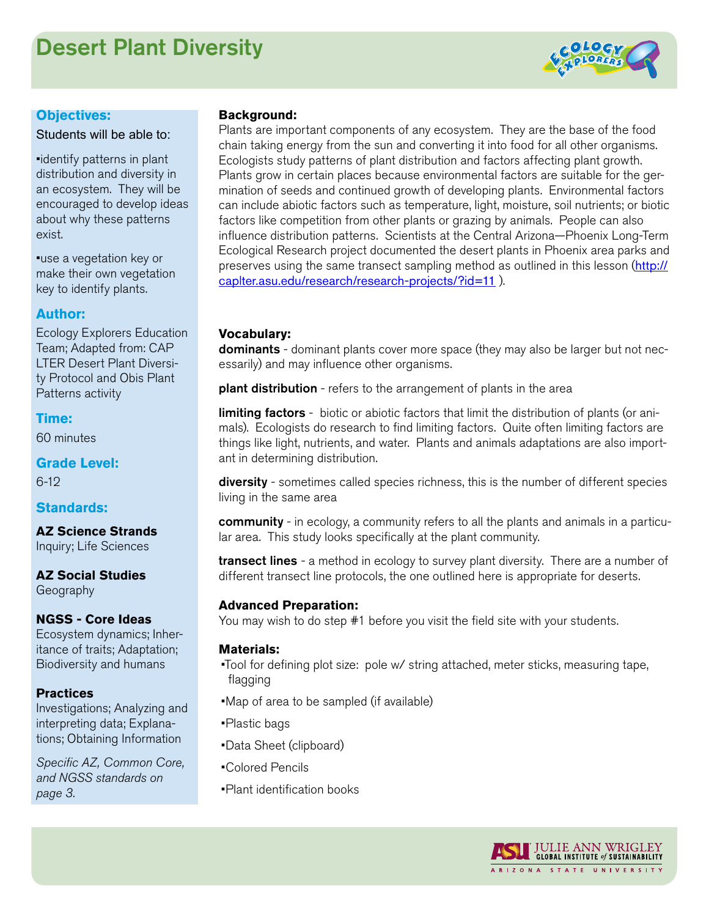# Desert Plant Diversity

## Objectives:

Students will be able to:

- identify patterns in plant distribution and diversity in an ecosystem. They will be encouraged to develop ideas about why these patterns exist.
- use a vegetation key or make their own vegetation key to identify plants.

## Author:

Ecology Explorers Education Team; Adapted from: CAP LTER Desert Plant Diversity Protocol and Obis Plant Patterns activity

## Time:

60 minutes

## Grade Level:

6-12

## Standards:

**AZ Science Strands**
Inquiry; Life Sciences

**AZ Social Studies**
Geography

**NGSS - Core Ideas**
Ecosystem dynamics; Inheritance of traits; Adaptation; Biodiversity and humans

**Practices**
Investigations; Analyzing and interpreting data; Explanations; Obtaining Information

*Specific AZ, Common Core, and NGSS standards on page 3.*

**Background:**
Plants are important components of any ecosystem. They are the base of the food chain taking energy from the sun and converting it into food for all other organisms. Ecologists study patterns of plant distribution and factors affecting plant growth. Plants grow in certain places because environmental factors are suitable for the germination of seeds and continued growth of developing plants. Environmental factors can include abiotic factors such as temperature, light, moisture, soil nutrients; or biotic factors like competition from other plants or grazing by animals. People can also influence distribution patterns. Scientists at the Central Arizona—Phoenix Long-Term Ecological Research project documented the desert plants in Phoenix area parks and preserves using the same transect sampling method as outlined in this lesson (http://caplter.asu.edu/research/research-projects/?id=11 ).

**Vocabulary:**

**dominants** - dominant plants cover more space (they may also be larger but not necessarily) and may influence other organisms.

**plant distribution** - refers to the arrangement of plants in the area

**limiting factors** - biotic or abiotic factors that limit the distribution of plants (or animals). Ecologists do research to find limiting factors. Quite often limiting factors are things like light, nutrients, and water. Plants and animals adaptations are also important in determining distribution.

**diversity** - sometimes called species richness, this is the number of different species living in the same area

**community** - in ecology, a community refers to all the plants and animals in a particular area. This study looks specifically at the plant community.

**transect lines** - a method in ecology to survey plant diversity. There are a number of different transect line protocols, the one outlined here is appropriate for deserts.

**Advanced Preparation:**
You may wish to do step #1 before you visit the field site with your students.

**Materials:**

- Tool for defining plot size: pole w/ string attached, meter sticks, measuring tape, flagging
- Map of area to be sampled (if available)
- Plastic bags
- Data Sheet (clipboard)
- Colored Pencils
- Plant identification books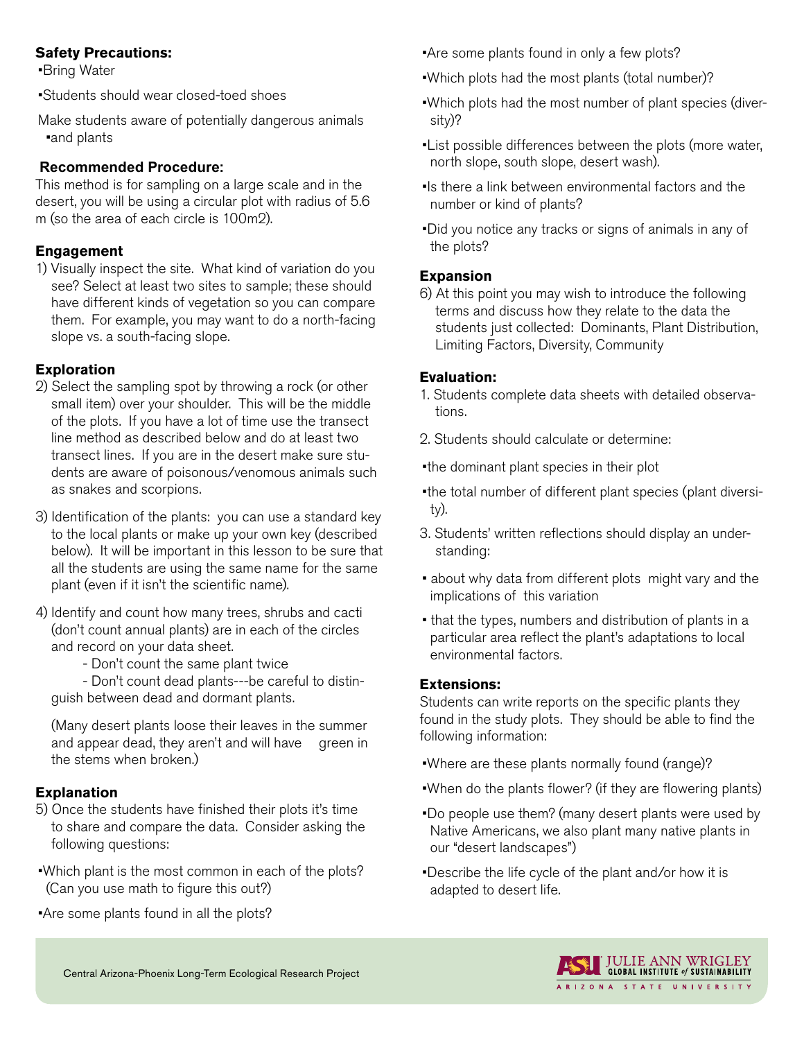**Safety Precautions:**

- Bring Water
- Students should wear closed-toed shoes
- Make students aware of potentially dangerous animals and plants

**Recommended Procedure:**

This method is for sampling on a large scale and in the desert, you will be using a circular plot with radius of 5.6 m (so the area of each circle is 100m2).

**Engagement**

1) Visually inspect the site. What kind of variation do you see? Select at least two sites to sample; these should have different kinds of vegetation so you can compare them. For example, you may want to do a north-facing slope vs. a south-facing slope.

**Exploration**

2) Select the sampling spot by throwing a rock (or other small item) over your shoulder. This will be the middle of the plots. If you have a lot of time use the transect line method as described below and do at least two transect lines. If you are in the desert make sure students are aware of poisonous/venomous animals such as snakes and scorpions.

3) Identification of the plants: you can use a standard key to the local plants or make up your own key (described below). It will be important in this lesson to be sure that all the students are using the same name for the same plant (even if it isn't the scientific name).

4) Identify and count how many trees, shrubs and cacti (don't count annual plants) are in each of the circles and record on your data sheet.
   - Don't count the same plant twice
   - Don't count dead plants---be careful to distinguish between dead and dormant plants.

   (Many desert plants loose their leaves in the summer and appear dead, they aren't and will have green in the stems when broken.)

**Explanation**

5) Once the students have finished their plots it's time to share and compare the data. Consider asking the following questions:

- Which plant is the most common in each of the plots? (Can you use math to figure this out?)
- Are some plants found in all the plots?
- Are some plants found in only a few plots?
- Which plots had the most plants (total number)?
- Which plots had the most number of plant species (diversity)?
- List possible differences between the plots (more water, north slope, south slope, desert wash).
- Is there a link between environmental factors and the number or kind of plants?
- Did you notice any tracks or signs of animals in any of the plots?

**Expansion**

6) At this point you may wish to introduce the following terms and discuss how they relate to the data the students just collected: Dominants, Plant Distribution, Limiting Factors, Diversity, Community

**Evaluation:**

1. Students complete data sheets with detailed observations.

2. Students should calculate or determine:

- the dominant plant species in their plot
- the total number of different plant species (plant diversity).

3. Students' written reflections should display an understanding:

- about why data from different plots might vary and the implications of this variation
- that the types, numbers and distribution of plants in a particular area reflect the plant's adaptations to local environmental factors.

**Extensions:**

Students can write reports on the specific plants they found in the study plots. They should be able to find the following information:

- Where are these plants normally found (range)?
- When do the plants flower? (if they are flowering plants)
- Do people use them? (many desert plants were used by Native Americans, we also plant many native plants in our "desert landscapes")
- Describe the life cycle of the plant and/or how it is adapted to desert life.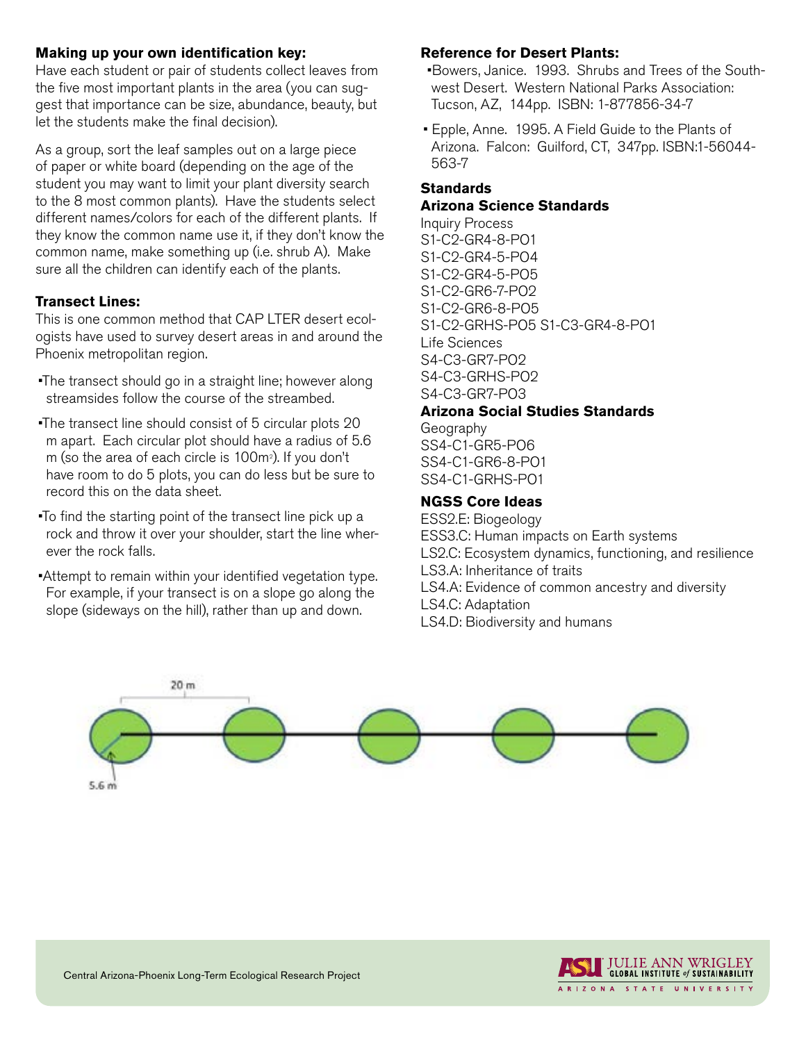**Making up your own identification key:**

Have each student or pair of students collect leaves from the five most important plants in the area (you can suggest that importance can be size, abundance, beauty, but let the students make the final decision).

As a group, sort the leaf samples out on a large piece of paper or white board (depending on the age of the student you may want to limit your plant diversity search to the 8 most common plants). Have the students select different names/colors for each of the different plants. If they know the common name use it, if they don't know the common name, make something up (i.e. shrub A). Make sure all the children can identify each of the plants.

**Transect Lines:**

This is one common method that CAP LTER desert ecologists have used to survey desert areas in and around the Phoenix metropolitan region.

- The transect should go in a straight line; however along streamsides follow the course of the streambed.
- The transect line should consist of 5 circular plots 20 m apart. Each circular plot should have a radius of 5.6 m (so the area of each circle is 100m$^2$). If you don't have room to do 5 plots, you can do less but be sure to record this on the data sheet.
- To find the starting point of the transect line pick up a rock and throw it over your shoulder, start the line wherever the rock falls.
- Attempt to remain within your identified vegetation type. For example, if your transect is on a slope go along the slope (sideways on the hill), rather than up and down.

**Reference for Desert Plants:**

- Bowers, Janice. 1993. Shrubs and Trees of the Southwest Desert. Western National Parks Association: Tucson, AZ, 144pp. ISBN: 1-877856-34-7
- Epple, Anne. 1995. A Field Guide to the Plants of Arizona. Falcon: Guilford, CT, 347pp. ISBN:1-56044-563-7

**Standards**

**Arizona Science Standards**

Inquiry Process
S1-C2-GR4-8-PO1
S1-C2-GR4-5-PO4
S1-C2-GR4-5-PO5
S1-C2-GR6-7-PO2
S1-C2-GR6-8-PO5
S1-C2-GRHS-PO5 S1-C3-GR4-8-PO1
Life Sciences
S4-C3-GR7-PO2
S4-C3-GRHS-PO2
S4-C3-GR7-PO3

**Arizona Social Studies Standards**

Geography
SS4-C1-GR5-PO6
SS4-C1-GR6-8-PO1
SS4-C1-GRHS-PO1

**NGSS Core Ideas**

ESS2.E: Biogeology
ESS3.C: Human impacts on Earth systems
LS2.C: Ecosystem dynamics, functioning, and resilience
LS3.A: Inheritance of traits
LS4.A: Evidence of common ancestry and diversity
LS4.C: Adaptation
LS4.D: Biodiversity and humans

20 m

5.6 m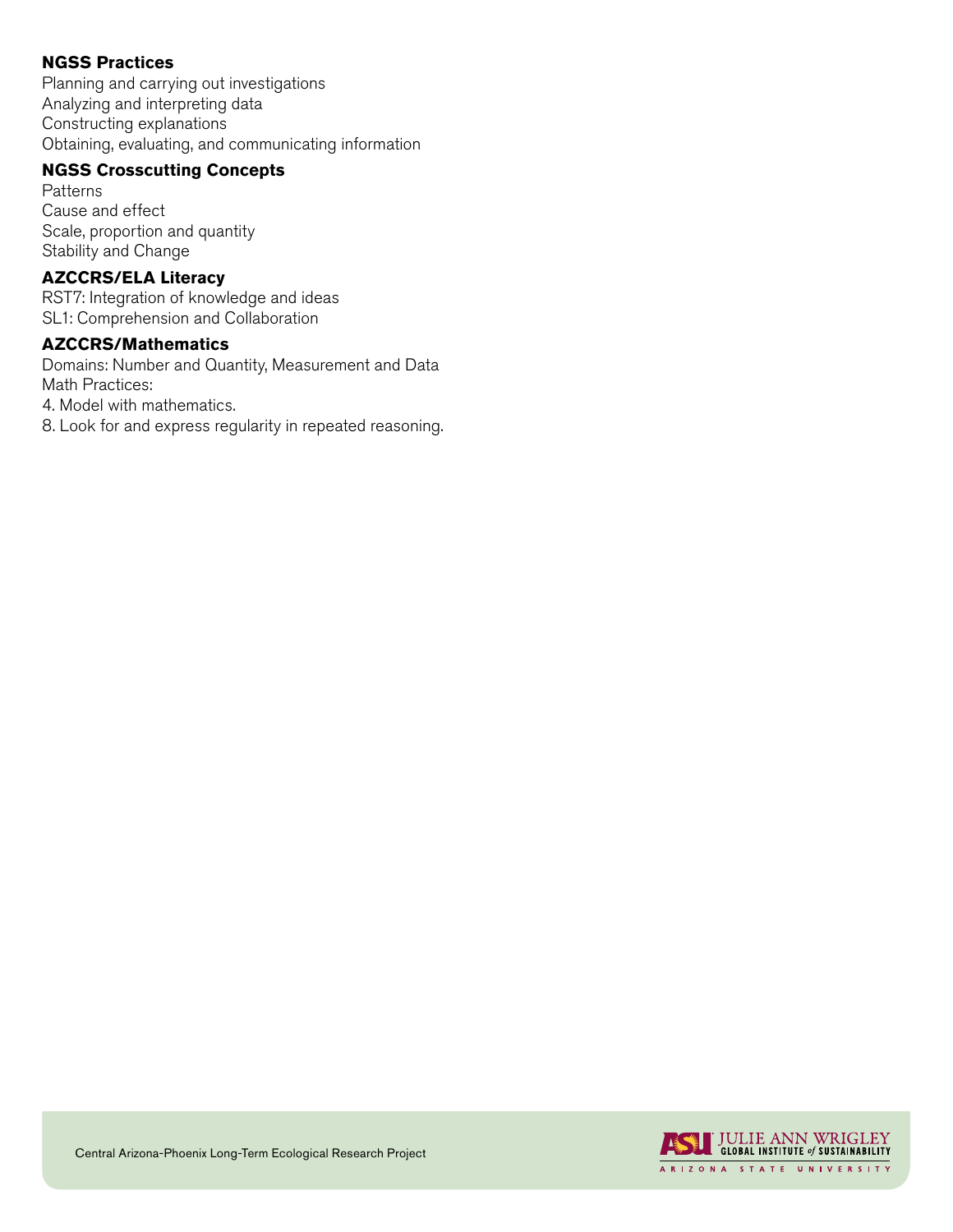**NGSS Practices**

Planning and carrying out investigations
Analyzing and interpreting data
Constructing explanations
Obtaining, evaluating, and communicating information

**NGSS Crosscutting Concepts**

Patterns
Cause and effect
Scale, proportion and quantity
Stability and Change

**AZCCRS/ELA Literacy**

RST7: Integration of knowledge and ideas
SL1: Comprehension and Collaboration

**AZCCRS/Mathematics**

Domains: Number and Quantity, Measurement and Data
Math Practices:
4. Model with mathematics.
8. Look for and express regularity in repeated reasoning.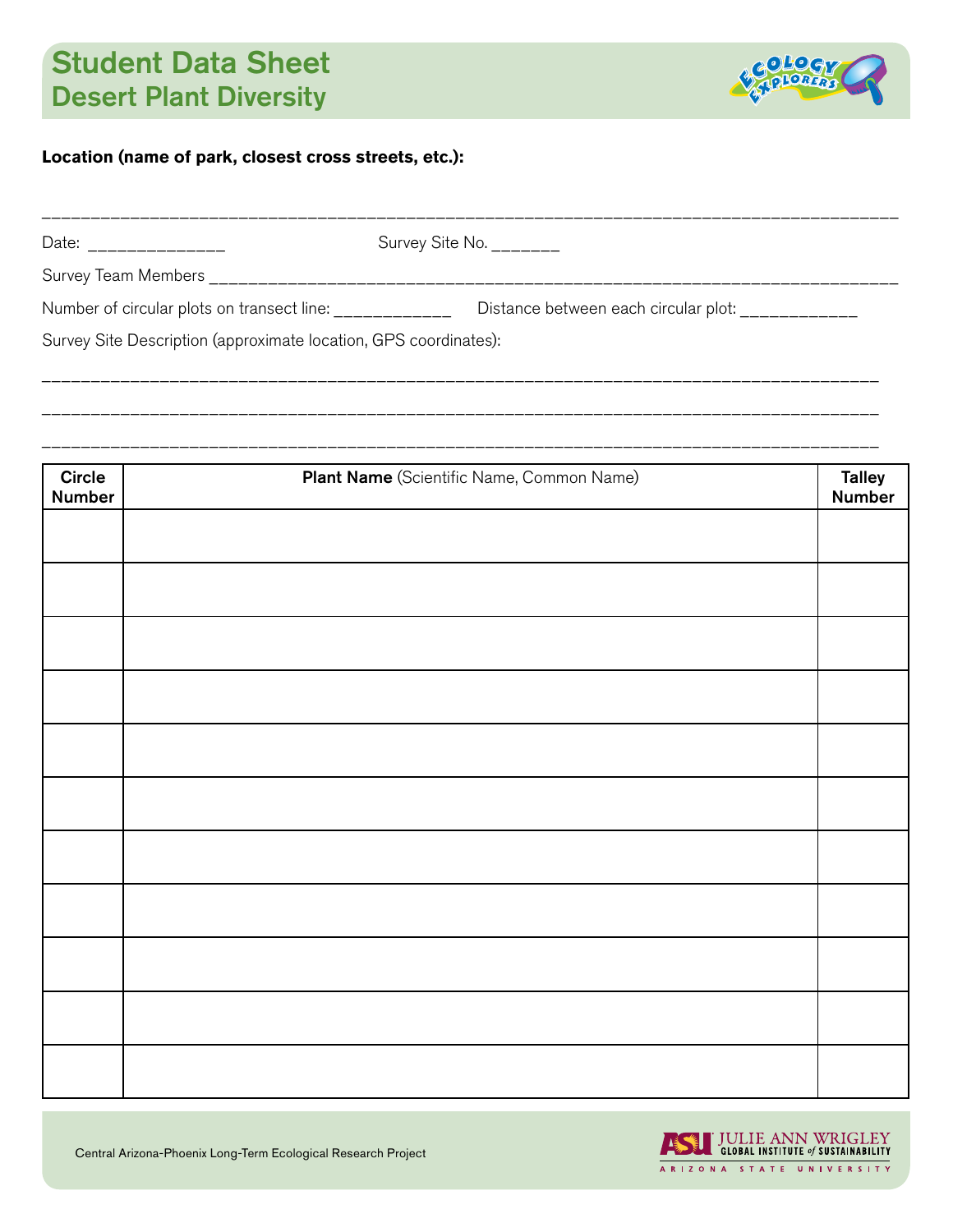# Student Data Sheet
## Desert Plant Diversity

**Location (name of park, closest cross streets, etc.):**

_______________________________________________________________________________________

Date: ______________ Survey Site No. _______

Survey Team Members _______________________________________________________________________

Number of circular plots on transect line: ____________ Distance between each circular plot: ____________

Survey Site Description (approximate location, GPS coordinates):

_______________________________________________________________________________________

_______________________________________________________________________________________

_______________________________________________________________________________________

| Circle Number | **Plant Name** (Scientific Name, Common Name) | Talley Number |
|---|---|---|
| | | |
| | | |
| | | |
| | | |
| | | |
| | | |
| | | |
| | | |
| | | |
| | | |
| | | |

Central Arizona-Phoenix Long-Term Ecological Research Project